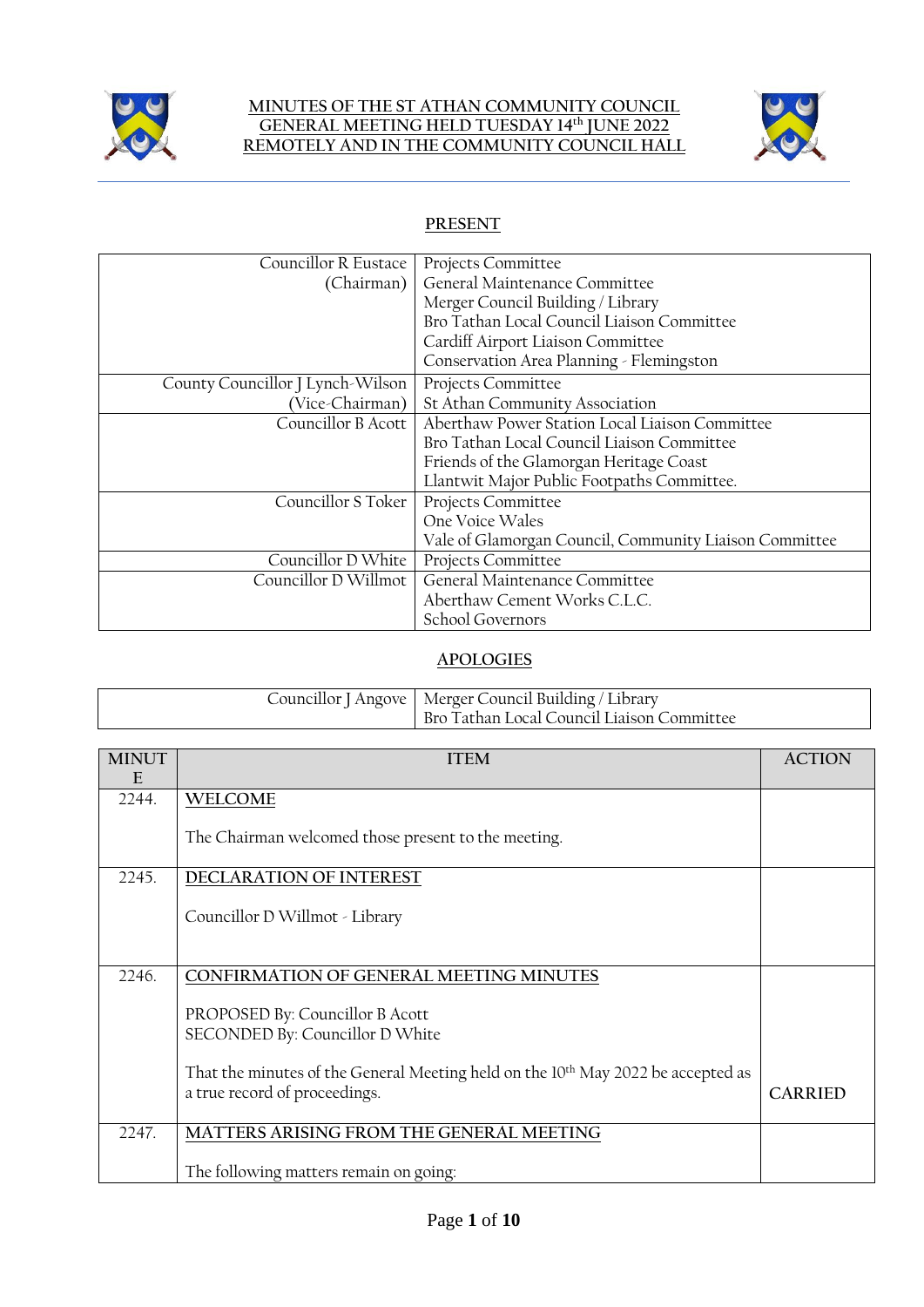# MINUTES OF THE ST ATHAN COMMUNITY COUNCIL GENERAL MEETING HELD TUESDAY 14th JUNE 2022 REMOTELY AND IN THE COMMUNITY COUNCIL HALL

## PRESENT

| | |
|---|---|
| Councillor R Eustace (Chairman) | Projects Committee<br>General Maintenance Committee<br>Merger Council Building / Library<br>Bro Tathan Local Council Liaison Committee<br>Cardiff Airport Liaison Committee<br>Conservation Area Planning - Flemingston |
| County Councillor J Lynch-Wilson (Vice-Chairman) | Projects Committee<br>St Athan Community Association |
| Councillor B Acott | Aberthaw Power Station Local Liaison Committee<br>Bro Tathan Local Council Liaison Committee<br>Friends of the Glamorgan Heritage Coast<br>Llantwit Major Public Footpaths Committee. |
| Councillor S Toker | Projects Committee<br>One Voice Wales<br>Vale of Glamorgan Council, Community Liaison Committee |
| Councillor D White | Projects Committee |
| Councillor D Willmot | General Maintenance Committee<br>Aberthaw Cement Works C.L.C.<br>School Governors |

## APOLOGIES

| | |
|---|---|
| Councillor J Angove | Merger Council Building / Library<br>Bro Tathan Local Council Liaison Committee |

| MINUTE | ITEM | ACTION |
|---|---|---|
| 2244. | <u>WELCOME</u><br><br>The Chairman welcomed those present to the meeting. | |
| 2245. | <u>DECLARATION OF INTEREST</u><br><br>Councillor D Willmot - Library | |
| 2246. | <u>CONFIRMATION OF GENERAL MEETING MINUTES</u><br><br>PROPOSED By: Councillor B Acott<br>SECONDED By: Councillor D White<br><br>That the minutes of the General Meeting held on the 10th May 2022 be accepted as a true record of proceedings. | CARRIED |
| 2247. | <u>MATTERS ARISING FROM THE GENERAL MEETING</u><br><br>The following matters remain on going: | |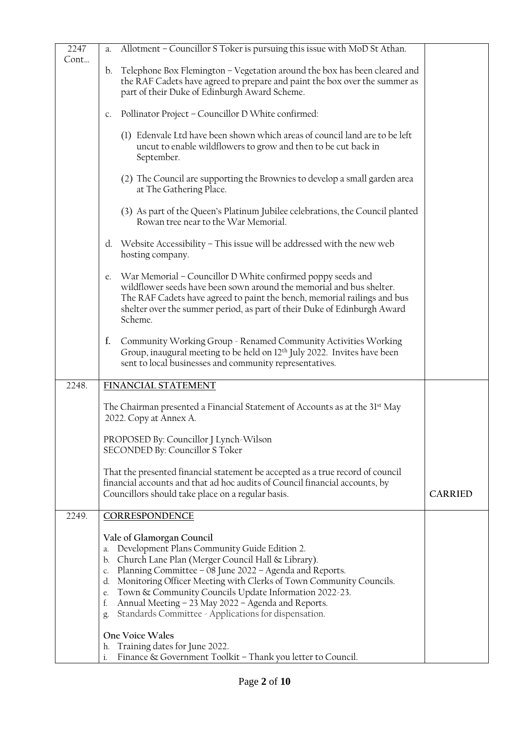| | | |
|---|---|---|
| 2247 Cont… | a. Allotment – Councillor S Toker is pursuing this issue with MoD St Athan.<br><br>b. Telephone Box Flemington – Vegetation around the box has been cleared and the RAF Cadets have agreed to prepare and paint the box over the summer as part of their Duke of Edinburgh Award Scheme.<br><br>c. Pollinator Project – Councillor D White confirmed:<br><br>(1) Edenvale Ltd have been shown which areas of council land are to be left uncut to enable wildflowers to grow and then to be cut back in September.<br><br>(2) The Council are supporting the Brownies to develop a small garden area at The Gathering Place.<br><br>(3) As part of the Queen's Platinum Jubilee celebrations, the Council planted Rowan tree near to the War Memorial.<br><br>d. Website Accessibility – This issue will be addressed with the new web hosting company.<br><br>e. War Memorial – Councillor D White confirmed poppy seeds and wildflower seeds have been sown around the memorial and bus shelter. The RAF Cadets have agreed to paint the bench, memorial railings and bus shelter over the summer period, as part of their Duke of Edinburgh Award Scheme.<br><br>f. Community Working Group - Renamed Community Activities Working Group, inaugural meeting to be held on 12th July 2022. Invites have been sent to local businesses and community representatives. | |
| 2248. | **FINANCIAL STATEMENT**<br><br>The Chairman presented a Financial Statement of Accounts as at the 31st May 2022. Copy at Annex A.<br><br>PROPOSED By: Councillor J Lynch-Wilson<br>SECONDED By: Councillor S Toker<br><br>That the presented financial statement be accepted as a true record of council financial accounts and that ad hoc audits of Council financial accounts, by Councillors should take place on a regular basis. | CARRIED |
| 2249. | **CORRESPONDENCE**<br><br>**Vale of Glamorgan Council**<br>a. Development Plans Community Guide Edition 2.<br>b. Church Lane Plan (Merger Council Hall & Library).<br>c. Planning Committee – 08 June 2022 – Agenda and Reports.<br>d. Monitoring Officer Meeting with Clerks of Town Community Councils.<br>e. Town & Community Councils Update Information 2022-23.<br>f. Annual Meeting – 23 May 2022 – Agenda and Reports.<br>g. Standards Committee - Applications for dispensation.<br><br>**One Voice Wales**<br>h. Training dates for June 2022.<br>i. Finance & Government Toolkit – Thank you letter to Council. | |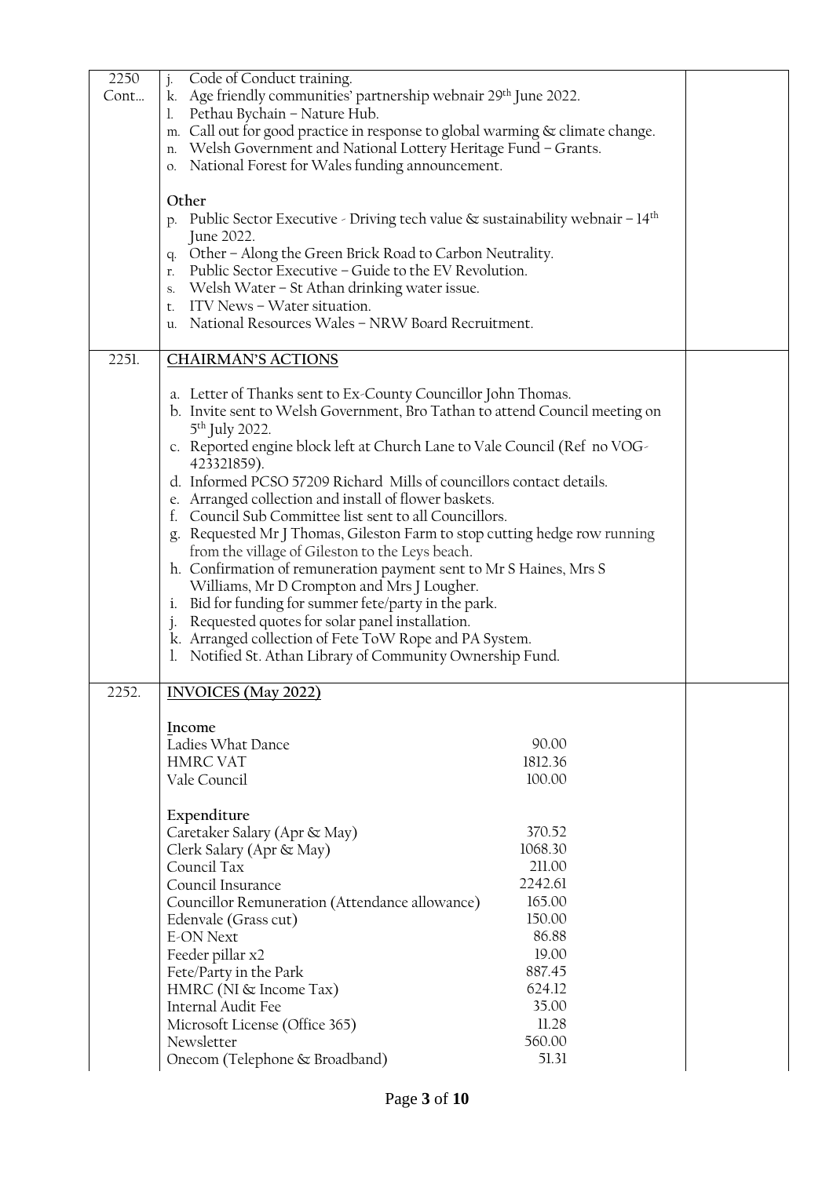| | | |
|---|---|---|
| 2250 Cont… | j. Code of Conduct training.<br>k. Age friendly communities' partnership webnair 29th June 2022.<br>l. Pethau Bychain – Nature Hub.<br>m. Call out for good practice in response to global warming & climate change.<br>n. Welsh Government and National Lottery Heritage Fund – Grants.<br>o. National Forest for Wales funding announcement.<br><br>**Other**<br>p. Public Sector Executive - Driving tech value & sustainability webnair – 14th June 2022.<br>q. Other – Along the Green Brick Road to Carbon Neutrality.<br>r. Public Sector Executive – Guide to the EV Revolution.<br>s. Welsh Water – St Athan drinking water issue.<br>t. ITV News – Water situation.<br>u. National Resources Wales – NRW Board Recruitment. | |
| 2251. | **CHAIRMAN'S ACTIONS**<br><br>a. Letter of Thanks sent to Ex-County Councillor John Thomas.<br>b. Invite sent to Welsh Government, Bro Tathan to attend Council meeting on 5th July 2022.<br>c. Reported engine block left at Church Lane to Vale Council (Ref no VOG-423321859).<br>d. Informed PCSO 57209 Richard Mills of councillors contact details.<br>e. Arranged collection and install of flower baskets.<br>f. Council Sub Committee list sent to all Councillors.<br>g. Requested Mr J Thomas, Gileston Farm to stop cutting hedge row running from the village of Gileston to the Leys beach.<br>h. Confirmation of remuneration payment sent to Mr S Haines, Mrs S Williams, Mr D Crompton and Mrs J Lougher.<br>i. Bid for funding for summer fete/party in the park.<br>j. Requested quotes for solar panel installation.<br>k. Arranged collection of Fete ToW Rope and PA System.<br>l. Notified St. Athan Library of Community Ownership Fund. | |
| 2252. | **INVOICES (May 2022)**<br><br>**Income**<br>Ladies What Dance — 90.00<br>HMRC VAT — 1812.36<br>Vale Council — 100.00<br><br>**Expenditure**<br>Caretaker Salary (Apr & May) — 370.52<br>Clerk Salary (Apr & May) — 1068.30<br>Council Tax — 211.00<br>Council Insurance — 2242.61<br>Councillor Remuneration (Attendance allowance) — 165.00<br>Edenvale (Grass cut) — 150.00<br>E-ON Next — 86.88<br>Feeder pillar x2 — 19.00<br>Fete/Party in the Park — 887.45<br>HMRC (NI & Income Tax) — 624.12<br>Internal Audit Fee — 35.00<br>Microsoft License (Office 365) — 11.28<br>Newsletter — 560.00<br>Onecom (Telephone & Broadband) — 51.31 | |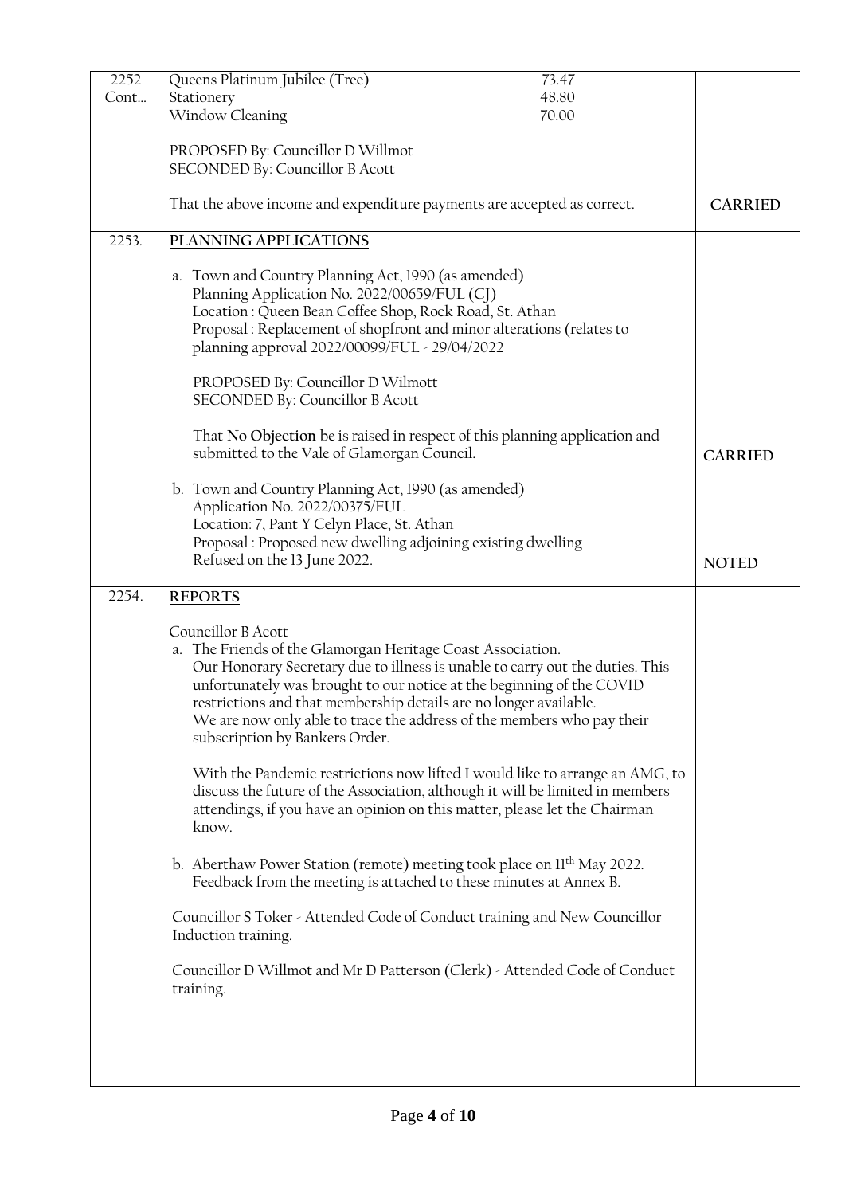| | | |
|---|---|---|
| 2252 Cont… | Queens Platinum Jubilee (Tree) 73.47<br>Stationery 48.80<br>Window Cleaning 70.00<br><br>PROPOSED By: Councillor D Willmot<br>SECONDED By: Councillor B Acott<br><br>That the above income and expenditure payments are accepted as correct. | **CARRIED** |
| 2253. | **<u>PLANNING APPLICATIONS</u>**<br><br>a. Town and Country Planning Act, 1990 (as amended)<br>Planning Application No. 2022/00659/FUL (CJ)<br>Location : Queen Bean Coffee Shop, Rock Road, St. Athan<br>Proposal : Replacement of shopfront and minor alterations (relates to planning approval 2022/00099/FUL - 29/04/2022<br><br>PROPOSED By: Councillor D Wilmott<br>SECONDED By: Councillor B Acott<br><br>That **No Objection** be is raised in respect of this planning application and submitted to the Vale of Glamorgan Council. | **CARRIED** |
| | b. Town and Country Planning Act, 1990 (as amended)<br>Application No. 2022/00375/FUL<br>Location: 7, Pant Y Celyn Place, St. Athan<br>Proposal : Proposed new dwelling adjoining existing dwelling<br>Refused on the 13 June 2022. | **NOTED** |
| 2254. | **<u>REPORTS</u>**<br><br>Councillor B Acott<br>a. The Friends of the Glamorgan Heritage Coast Association.<br>Our Honorary Secretary due to illness is unable to carry out the duties. This unfortunately was brought to our notice at the beginning of the COVID restrictions and that membership details are no longer available.<br>We are now only able to trace the address of the members who pay their subscription by Bankers Order.<br><br>With the Pandemic restrictions now lifted I would like to arrange an AMG, to discuss the future of the Association, although it will be limited in members attendings, if you have an opinion on this matter, please let the Chairman know.<br><br>b. Aberthaw Power Station (remote) meeting took place on 11th May 2022. Feedback from the meeting is attached to these minutes at Annex B.<br><br>Councillor S Toker - Attended Code of Conduct training and New Councillor Induction training.<br><br>Councillor D Willmot and Mr D Patterson (Clerk) - Attended Code of Conduct training. | |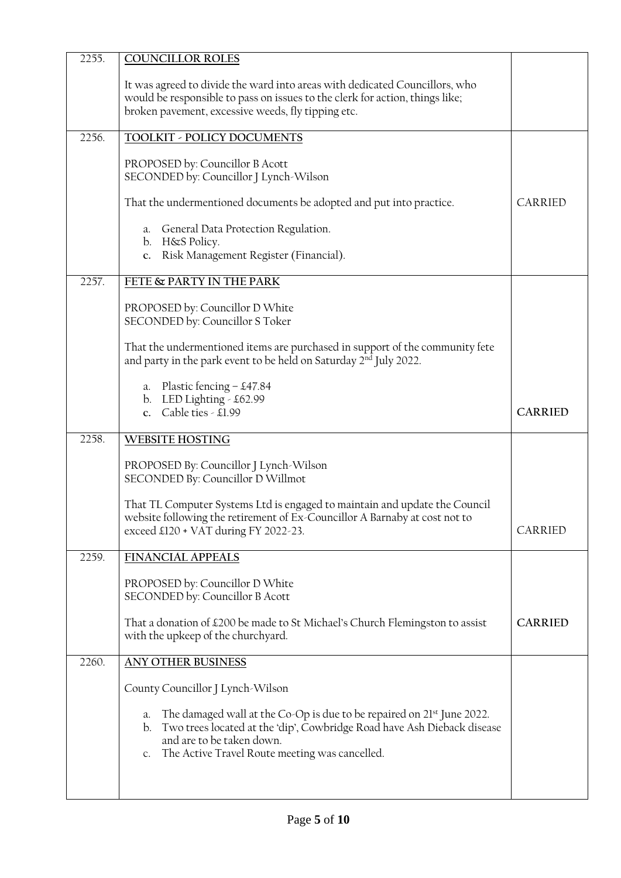| | | |
|---|---|---|
| 2255. | **COUNCILLOR ROLES**<br><br>It was agreed to divide the ward into areas with dedicated Councillors, who would be responsible to pass on issues to the clerk for action, things like; broken pavement, excessive weeds, fly tipping etc. | |
| 2256. | **TOOLKIT - POLICY DOCUMENTS**<br><br>PROPOSED by: Councillor B Acott<br>SECONDED by: Councillor J Lynch-Wilson<br><br>That the undermentioned documents be adopted and put into practice.<br><br>a. General Data Protection Regulation.<br>b. H&S Policy.<br>c. Risk Management Register (Financial). | CARRIED |
| 2257. | **FETE & PARTY IN THE PARK**<br><br>PROPOSED by: Councillor D White<br>SECONDED by: Councillor S Toker<br><br>That the undermentioned items are purchased in support of the community fete and party in the park event to be held on Saturday 2nd July 2022.<br><br>a. Plastic fencing – £47.84<br>b. LED Lighting - £62.99<br>c. Cable ties - £1.99 | **CARRIED** |
| 2258. | **WEBSITE HOSTING**<br><br>PROPOSED By: Councillor J Lynch-Wilson<br>SECONDED By: Councillor D Willmot<br><br>That TL Computer Systems Ltd is engaged to maintain and update the Council website following the retirement of Ex-Councillor A Barnaby at cost not to exceed £120 + VAT during FY 2022-23. | CARRIED |
| 2259. | **FINANCIAL APPEALS**<br><br>PROPOSED by: Councillor D White<br>SECONDED by: Councillor B Acott<br><br>That a donation of £200 be made to St Michael's Church Flemingston to assist with the upkeep of the churchyard. | **CARRIED** |
| 2260. | **ANY OTHER BUSINESS**<br><br>County Councillor J Lynch-Wilson<br><br>a. The damaged wall at the Co-Op is due to be repaired on 21st June 2022.<br>b. Two trees located at the 'dip', Cowbridge Road have Ash Dieback disease and are to be taken down.<br>c. The Active Travel Route meeting was cancelled. | |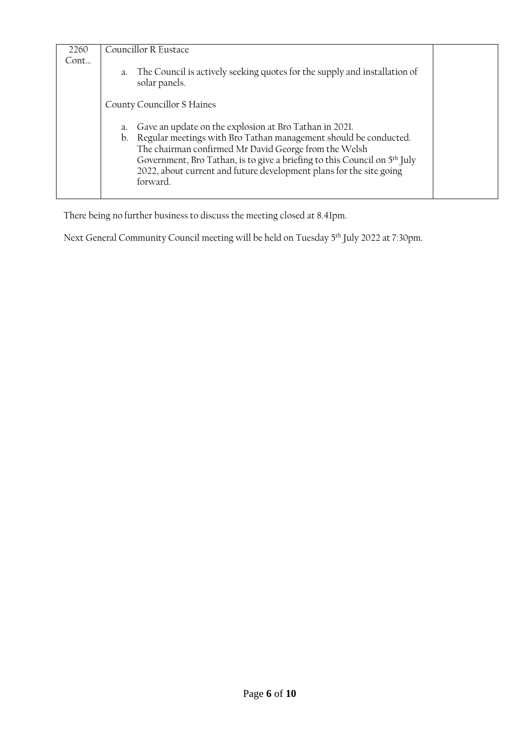| | | |
|---|---|---|
| 2260 Cont… | Councillor R Eustace<br><br>a. The Council is actively seeking quotes for the supply and installation of solar panels.<br><br>County Councillor S Haines<br><br>a. Gave an update on the explosion at Bro Tathan in 2021.<br>b. Regular meetings with Bro Tathan management should be conducted. The chairman confirmed Mr David George from the Welsh Government, Bro Tathan, is to give a briefing to this Council on 5th July 2022, about current and future development plans for the site going forward. | |

There being no further business to discuss the meeting closed at 8.41pm.

Next General Community Council meeting will be held on Tuesday 5th July 2022 at 7:30pm.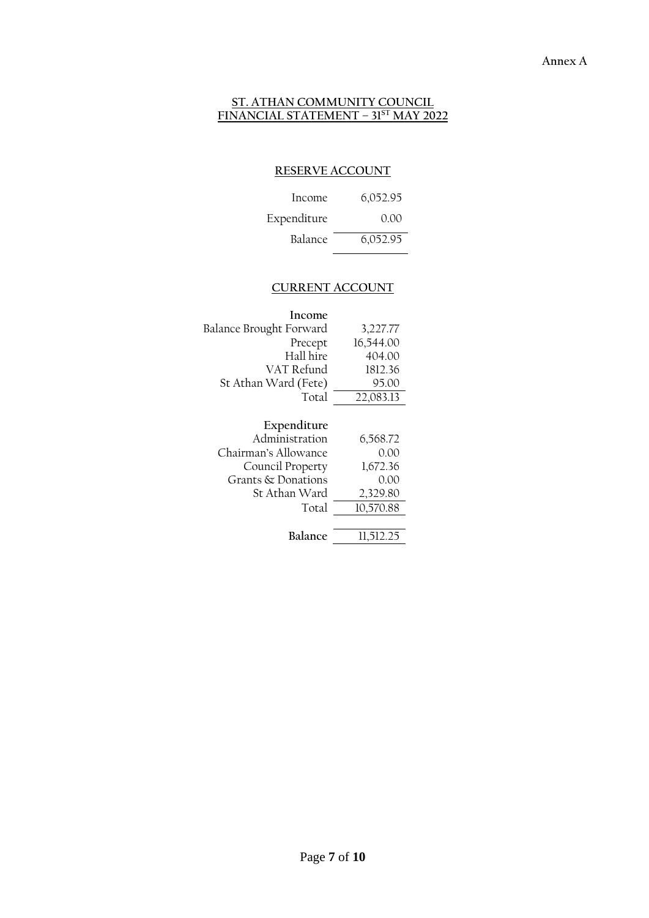Annex A

# ST. ATHAN COMMUNITY COUNCIL
# FINANCIAL STATEMENT – 31ST MAY 2022

## RESERVE ACCOUNT

| | |
|---|---|
| Income | 6,052.95 |
| Expenditure | 0.00 |
| Balance | 6,052.95 |

## CURRENT ACCOUNT

| | |
|---|---|
| **Income** | |
| Balance Brought Forward | 3,227.77 |
| Precept | 16,544.00 |
| Hall hire | 404.00 |
| VAT Refund | 1812.36 |
| St Athan Ward (Fete) | 95.00 |
| Total | 22,083.13 |
| | |
| **Expenditure** | |
| Administration | 6,568.72 |
| Chairman's Allowance | 0.00 |
| Council Property | 1,672.36 |
| Grants & Donations | 0.00 |
| St Athan Ward | 2,329.80 |
| Total | 10,570.88 |
| | |
| **Balance** | 11,512.25 |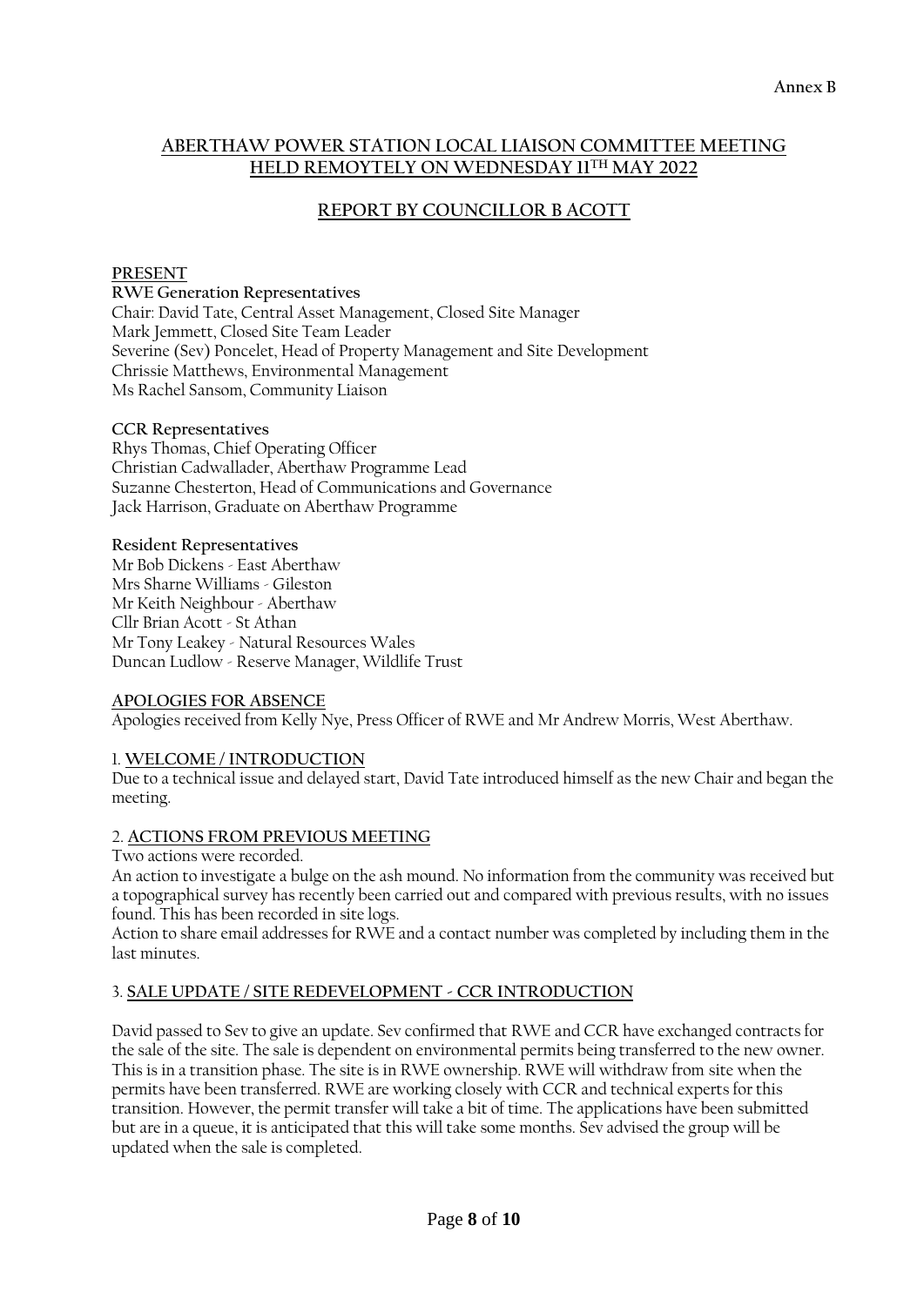Annex B

## ABERTHAW POWER STATION LOCAL LIAISON COMMITTEE MEETING HELD REMOYTELY ON WEDNESDAY 11TH MAY 2022

## REPORT BY COUNCILLOR B ACOTT

**PRESENT**

**RWE Generation Representatives**
Chair: David Tate, Central Asset Management, Closed Site Manager
Mark Jemmett, Closed Site Team Leader
Severine (Sev) Poncelet, Head of Property Management and Site Development
Chrissie Matthews, Environmental Management
Ms Rachel Sansom, Community Liaison

**CCR Representatives**
Rhys Thomas, Chief Operating Officer
Christian Cadwallader, Aberthaw Programme Lead
Suzanne Chesterton, Head of Communications and Governance
Jack Harrison, Graduate on Aberthaw Programme

**Resident Representatives**
Mr Bob Dickens - East Aberthaw
Mrs Sharne Williams - Gileston
Mr Keith Neighbour - Aberthaw
Cllr Brian Acott - St Athan
Mr Tony Leakey - Natural Resources Wales
Duncan Ludlow - Reserve Manager, Wildlife Trust

**APOLOGIES FOR ABSENCE**

Apologies received from Kelly Nye, Press Officer of RWE and Mr Andrew Morris, West Aberthaw.

1. **WELCOME / INTRODUCTION**

Due to a technical issue and delayed start, David Tate introduced himself as the new Chair and began the meeting.

2. **ACTIONS FROM PREVIOUS MEETING**

Two actions were recorded.
An action to investigate a bulge on the ash mound. No information from the community was received but a topographical survey has recently been carried out and compared with previous results, with no issues found. This has been recorded in site logs.
Action to share email addresses for RWE and a contact number was completed by including them in the last minutes.

3. **SALE UPDATE / SITE REDEVELOPMENT - CCR INTRODUCTION**

David passed to Sev to give an update. Sev confirmed that RWE and CCR have exchanged contracts for the sale of the site. The sale is dependent on environmental permits being transferred to the new owner. This is in a transition phase. The site is in RWE ownership. RWE will withdraw from site when the permits have been transferred. RWE are working closely with CCR and technical experts for this transition. However, the permit transfer will take a bit of time. The applications have been submitted but are in a queue, it is anticipated that this will take some months. Sev advised the group will be updated when the sale is completed.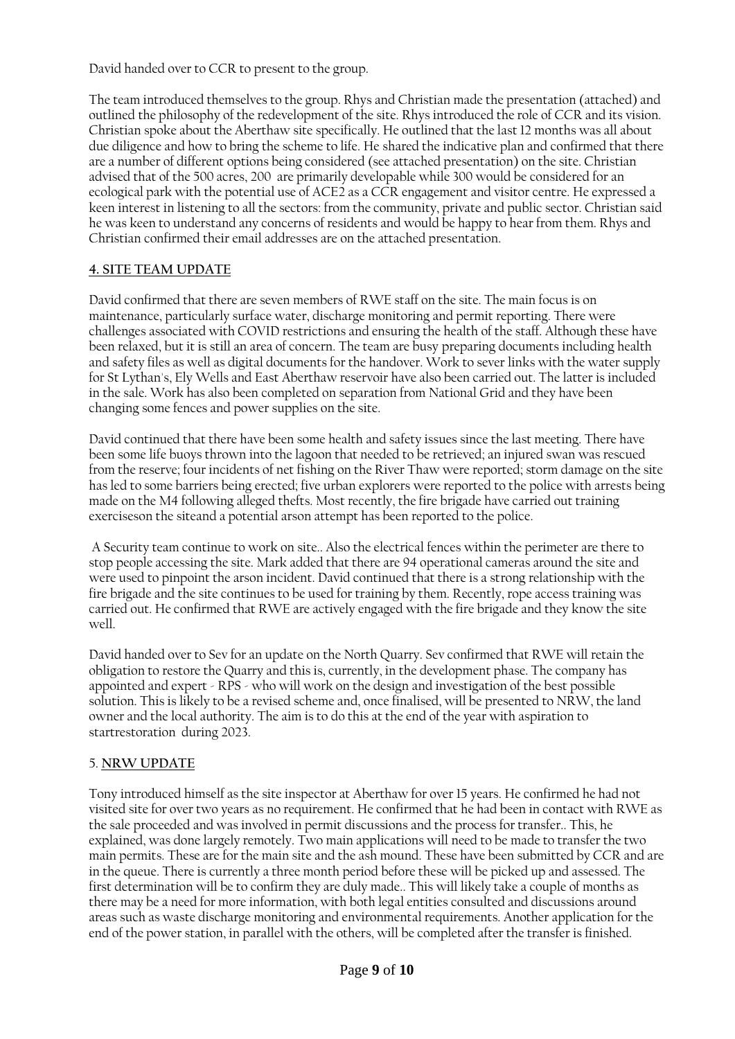David handed over to CCR to present to the group.

The team introduced themselves to the group. Rhys and Christian made the presentation (attached) and outlined the philosophy of the redevelopment of the site. Rhys introduced the role of CCR and its vision. Christian spoke about the Aberthaw site specifically. He outlined that the last 12 months was all about due diligence and how to bring the scheme to life. He shared the indicative plan and confirmed that there are a number of different options being considered (see attached presentation) on the site. Christian advised that of the 500 acres, 200 are primarily developable while 300 would be considered for an ecological park with the potential use of ACE2 as a CCR engagement and visitor centre. He expressed a keen interest in listening to all the sectors: from the community, private and public sector. Christian said he was keen to understand any concerns of residents and would be happy to hear from them. Rhys and Christian confirmed their email addresses are on the attached presentation.

## 4. SITE TEAM UPDATE

David confirmed that there are seven members of RWE staff on the site. The main focus is on maintenance, particularly surface water, discharge monitoring and permit reporting. There were challenges associated with COVID restrictions and ensuring the health of the staff. Although these have been relaxed, but it is still an area of concern. The team are busy preparing documents including health and safety files as well as digital documents for the handover. Work to sever links with the water supply for St Lythan's, Ely Wells and East Aberthaw reservoir have also been carried out. The latter is included in the sale. Work has also been completed on separation from National Grid and they have been changing some fences and power supplies on the site.

David continued that there have been some health and safety issues since the last meeting. There have been some life buoys thrown into the lagoon that needed to be retrieved; an injured swan was rescued from the reserve; four incidents of net fishing on the River Thaw were reported; storm damage on the site has led to some barriers being erected; five urban explorers were reported to the police with arrests being made on the M4 following alleged thefts. Most recently, the fire brigade have carried out training exerciseson the siteand a potential arson attempt has been reported to the police.

A Security team continue to work on site.. Also the electrical fences within the perimeter are there to stop people accessing the site. Mark added that there are 94 operational cameras around the site and were used to pinpoint the arson incident. David continued that there is a strong relationship with the fire brigade and the site continues to be used for training by them. Recently, rope access training was carried out. He confirmed that RWE are actively engaged with the fire brigade and they know the site well.

David handed over to Sev for an update on the North Quarry. Sev confirmed that RWE will retain the obligation to restore the Quarry and this is, currently, in the development phase. The company has appointed and expert - RPS - who will work on the design and investigation of the best possible solution. This is likely to be a revised scheme and, once finalised, will be presented to NRW, the land owner and the local authority. The aim is to do this at the end of the year with aspiration to startrestoration during 2023.

## 5. NRW UPDATE

Tony introduced himself as the site inspector at Aberthaw for over 15 years. He confirmed he had not visited site for over two years as no requirement. He confirmed that he had been in contact with RWE as the sale proceeded and was involved in permit discussions and the process for transfer.. This, he explained, was done largely remotely. Two main applications will need to be made to transfer the two main permits. These are for the main site and the ash mound. These have been submitted by CCR and are in the queue. There is currently a three month period before these will be picked up and assessed. The first determination will be to confirm they are duly made.. This will likely take a couple of months as there may be a need for more information, with both legal entities consulted and discussions around areas such as waste discharge monitoring and environmental requirements. Another application for the end of the power station, in parallel with the others, will be completed after the transfer is finished.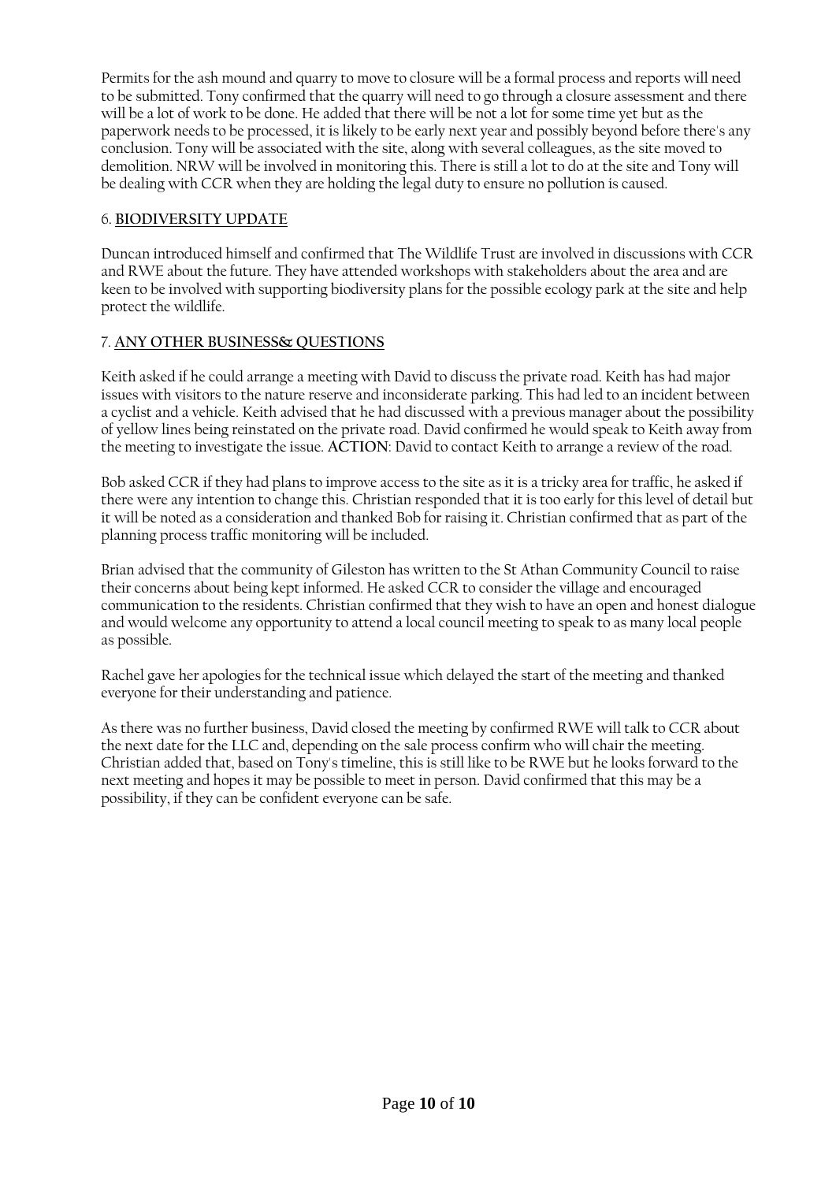Permits for the ash mound and quarry to move to closure will be a formal process and reports will need to be submitted. Tony confirmed that the quarry will need to go through a closure assessment and there will be a lot of work to be done. He added that there will be not a lot for some time yet but as the paperwork needs to be processed, it is likely to be early next year and possibly beyond before there's any conclusion. Tony will be associated with the site, along with several colleagues, as the site moved to demolition. NRW will be involved in monitoring this. There is still a lot to do at the site and Tony will be dealing with CCR when they are holding the legal duty to ensure no pollution is caused.

## 6. BIODIVERSITY UPDATE

Duncan introduced himself and confirmed that The Wildlife Trust are involved in discussions with CCR and RWE about the future. They have attended workshops with stakeholders about the area and are keen to be involved with supporting biodiversity plans for the possible ecology park at the site and help protect the wildlife.

## 7. ANY OTHER BUSINESS& QUESTIONS

Keith asked if he could arrange a meeting with David to discuss the private road. Keith has had major issues with visitors to the nature reserve and inconsiderate parking. This had led to an incident between a cyclist and a vehicle. Keith advised that he had discussed with a previous manager about the possibility of yellow lines being reinstated on the private road. David confirmed he would speak to Keith away from the meeting to investigate the issue. **ACTION**: David to contact Keith to arrange a review of the road.

Bob asked CCR if they had plans to improve access to the site as it is a tricky area for traffic, he asked if there were any intention to change this. Christian responded that it is too early for this level of detail but it will be noted as a consideration and thanked Bob for raising it. Christian confirmed that as part of the planning process traffic monitoring will be included.

Brian advised that the community of Gileston has written to the St Athan Community Council to raise their concerns about being kept informed. He asked CCR to consider the village and encouraged communication to the residents. Christian confirmed that they wish to have an open and honest dialogue and would welcome any opportunity to attend a local council meeting to speak to as many local people as possible.

Rachel gave her apologies for the technical issue which delayed the start of the meeting and thanked everyone for their understanding and patience.

As there was no further business, David closed the meeting by confirmed RWE will talk to CCR about the next date for the LLC and, depending on the sale process confirm who will chair the meeting. Christian added that, based on Tony's timeline, this is still like to be RWE but he looks forward to the next meeting and hopes it may be possible to meet in person. David confirmed that this may be a possibility, if they can be confident everyone can be safe.